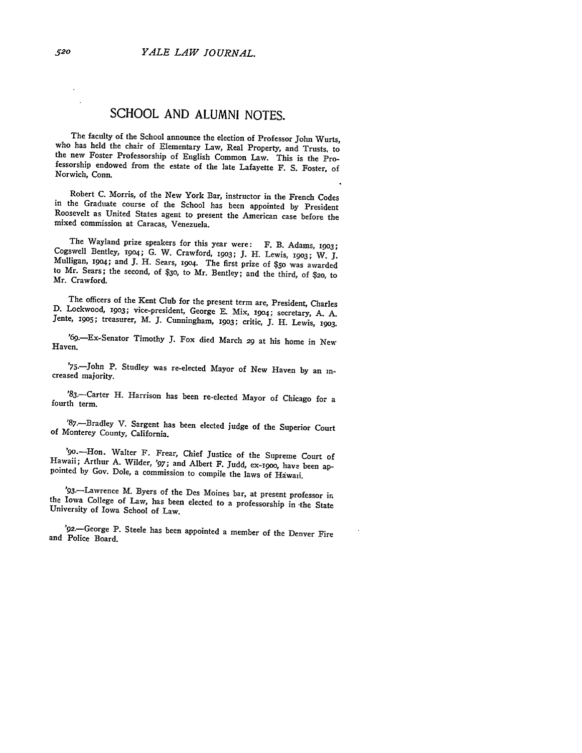## SCHOOL AND ALUMNI NOTES.

The faculty of the School announce the election of Professor John Wurts, who has held the chair of Elementary Law, Real Property, and Trusts, to the new Foster Professorship of English Common Law. This is the Professorship endowed from the estate of the late Lafayette F. S. Foster, of Norwich, Conn.

Robert C. Morris, of the New York Bar, instructor in the French Codes in the Graduate course of the School has been appointed by President Roosevelt as United States agent to present the American case before the mixed commission at Caracas, Venezuela.

The Wayland prize speakers for this year were: F. B. Adams, 1903; Cogswell Bentley, 1904; G. W. Crawford, 1903; J. H. Lewis, 1903; W. J. Mulligan, 1904; and J. H. Sears, 1904. The first prize of $50 was awarded to Mr. Sears; the second, of $30, to Mr. Bentley; and the third, of $20, to Mr. Crawford.

The officers of the Kent Club for the present term are, President, Charles D. Lockwood, 1903; vice-president, George E. Mix, 1904; secretary, A. A. Jente, 1905; treasurer, M. J. Cunningham, 1903; critic, J. H. Lewis, 1903.

'69.—Ex-Senator Timothy J. Fox died March 29 at his home in New Haven.

'75.—John P. Studley was re-elected Mayor of New Haven by an increased majority.

'83.—Carter H. Harrison has been re-elected Mayor of Chicago for a fourth term.

'87.—Bradley V. Sargent has been elected judge of the Superior Court of Monterey County, California.

'90.—Hon. Walter F. Frear, Chief Justice of the Supreme Court of Hawaii; Arthur A. Wilder, '97; and Albert F. Judd, ex-1900, have been appointed by Gov. Dole, a commission to compile the laws of Hawaii.

'93.—Lawrence M. Byers of the Des Moines bar, at present professor in the Iowa College of Law, has been elected to a professorship in the State University of Iowa School of Law.

'92.—George P. Steele has been appointed a member of the Denver Fire and Police Board.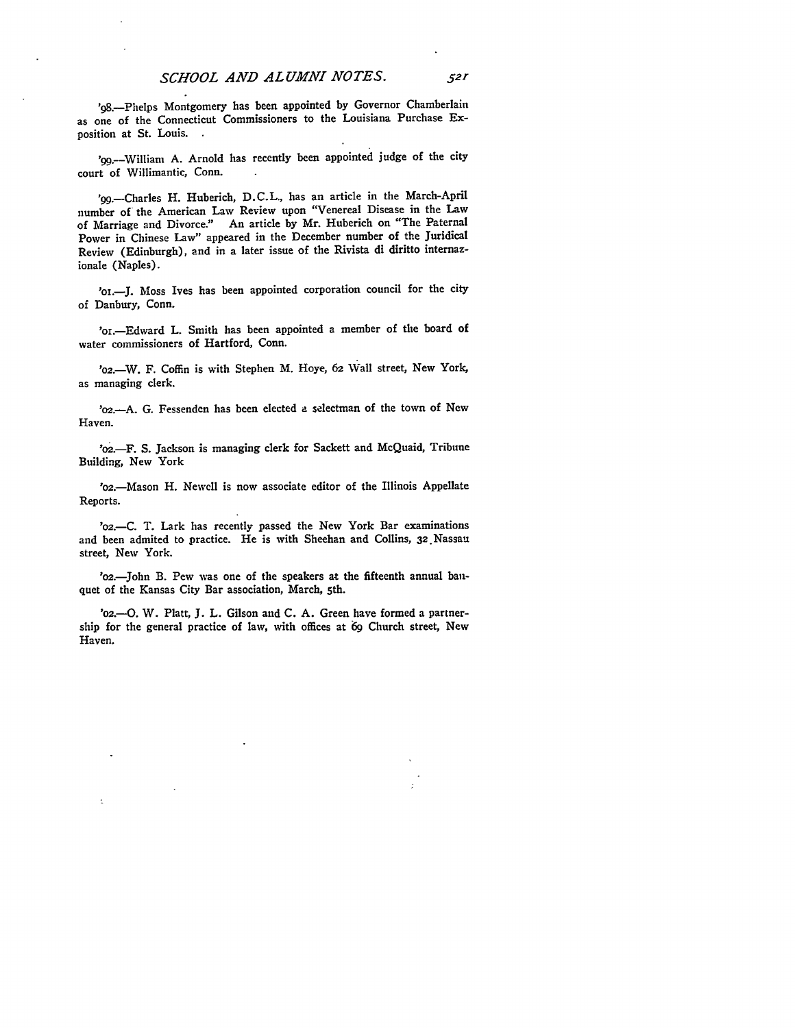'98.—Phelps Montgomery has been appointed by Governor Chamberlain as one of the Connecticut Commissioners to the Louisiana Purchase Exposition at St. Louis.

'99.—William A. Arnold has recently been appointed judge of the city court of Willimantic, Conn.

'99.—Charles H. Huberich, D.C.L., has an article in the March-April number of the American Law Review upon "Venereal Disease in the Law of Marriage and Divorce." An article by Mr. Huberich on "The Paternal Power in Chinese Law" appeared in the December number of the Juridical Review (Edinburgh), and in a later issue of the Rivista di diritto internazionale (Naples).

'01.—J. Moss Ives has been appointed corporation council for the city of Danbury, Conn.

'01.—Edward L. Smith has been appointed a member of the board of water commissioners of Hartford, Conn.

'02.—W. F. Coffin is with Stephen M. Hoye, 62 Wall street, New York, as managing clerk.

'02.—A. G. Fessenden has been elected a selectman of the town of New Haven.

'02.—F. S. Jackson is managing clerk for Sackett and McQuaid, Tribune Building, New York

'02.—Mason H. Newell is now associate editor of the Illinois Appellate Reports.

'02.—C. T. Lark has recently passed the New York Bar examinations and been admited to practice. He is with Sheehan and Collins, 32 Nassau street, New York.

'02.—John B. Pew was one of the speakers at the fifteenth annual banquet of the Kansas City Bar association, March, 5th.

'02.—O. W. Platt, J. L. Gilson and C. A. Green have formed a partnership for the general practice of law, with offices at 69 Church street, New Haven.